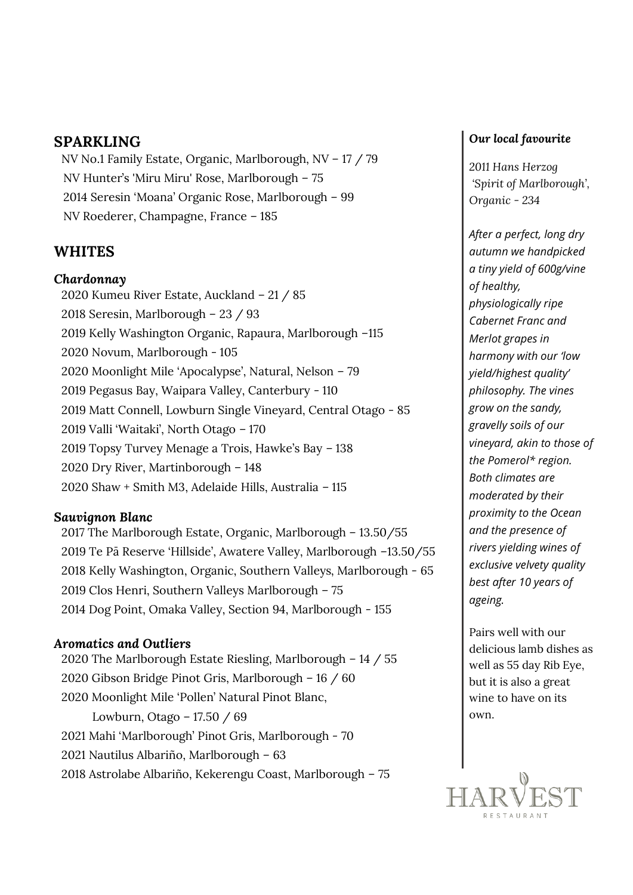## SPARKLING

NV No.1 Family Estate, Organic, Marlborough, NV – 17 / 79
NV Hunter's 'Miru Miru' Rose, Marlborough – 75
2014 Seresin 'Moana' Organic Rose, Marlborough – 99
NV Roederer, Champagne, France – 185

## WHITES

### *Chardonnay*

2020 Kumeu River Estate, Auckland – 21 / 85
2018 Seresin, Marlborough – 23 / 93
2019 Kelly Washington Organic, Rapaura, Marlborough –115
2020 Novum, Marlborough - 105
2020 Moonlight Mile 'Apocalypse', Natural, Nelson – 79
2019 Pegasus Bay, Waipara Valley, Canterbury - 110
2019 Matt Connell, Lowburn Single Vineyard, Central Otago - 85
2019 Valli 'Waitaki', North Otago – 170
2019 Topsy Turvey Menage a Trois, Hawke's Bay – 138
2020 Dry River, Martinborough – 148
2020 Shaw + Smith M3, Adelaide Hills, Australia – 115

### *Sauvignon Blanc*

2017 The Marlborough Estate, Organic, Marlborough – 13.50/55
2019 Te Pā Reserve 'Hillside', Awatere Valley, Marlborough –13.50/55
2018 Kelly Washington, Organic, Southern Valleys, Marlborough - 65
2019 Clos Henri, Southern Valleys Marlborough – 75
2014 Dog Point, Omaka Valley, Section 94, Marlborough - 155

### *Aromatics and Outliers*

2020 The Marlborough Estate Riesling, Marlborough – 14 / 55
2020 Gibson Bridge Pinot Gris, Marlborough – 16 / 60
2020 Moonlight Mile 'Pollen' Natural Pinot Blanc,
Lowburn, Otago – 17.50 / 69
2021 Mahi 'Marlborough' Pinot Gris, Marlborough - 70
2021 Nautilus Albariño, Marlborough – 63
2018 Astrolabe Albariño, Kekerengu Coast, Marlborough – 75

### *Our local favourite*

*2011 Hans Herzog 'Spirit of Marlborough', Organic - 234*

*After a perfect, long dry autumn we handpicked a tiny yield of 600g/vine of healthy, physiologically ripe Cabernet Franc and Merlot grapes in harmony with our 'low yield/highest quality' philosophy. The vines grow on the sandy, gravelly soils of our vineyard, akin to those of the Pomerol* region. Both climates are moderated by their proximity to the Ocean and the presence of rivers yielding wines of exclusive velvety quality best after 10 years of ageing.*

Pairs well with our delicious lamb dishes as well as 55 day Rib Eye, but it is also a great wine to have on its own.

HARVEST RESTAURANT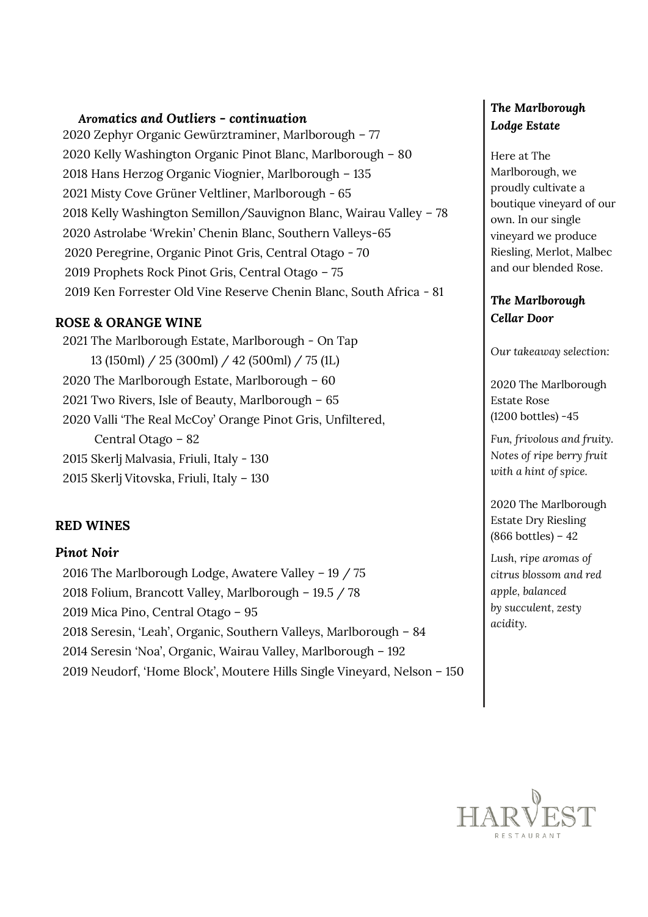### *Aromatics and Outliers – continuation*

2020 Zephyr Organic Gewürztraminer, Marlborough – 77
2020 Kelly Washington Organic Pinot Blanc, Marlborough – 80
2018 Hans Herzog Organic Viognier, Marlborough – 135
2021 Misty Cove Grüner Veltliner, Marlborough - 65
2018 Kelly Washington Semillon/Sauvignon Blanc, Wairau Valley – 78
2020 Astrolabe 'Wrekin' Chenin Blanc, Southern Valleys-65
2020 Peregrine, Organic Pinot Gris, Central Otago - 70
2019 Prophets Rock Pinot Gris, Central Otago – 75
2019 Ken Forrester Old Vine Reserve Chenin Blanc, South Africa - 81

## ROSE & ORANGE WINE

2021 The Marlborough Estate, Marlborough - On Tap
13 (150ml) / 25 (300ml) / 42 (500ml) / 75 (1L)
2020 The Marlborough Estate, Marlborough – 60
2021 Two Rivers, Isle of Beauty, Marlborough – 65
2020 Valli 'The Real McCoy' Orange Pinot Gris, Unfiltered, Central Otago – 82
2015 Skerlj Malvasia, Friuli, Italy - 130
2015 Skerlj Vitovska, Friuli, Italy – 130

## RED WINES

### *Pinot Noir*

2016 The Marlborough Lodge, Awatere Valley – 19 / 75
2018 Folium, Brancott Valley, Marlborough – 19.5 / 78
2019 Mica Pino, Central Otago – 95
2018 Seresin, 'Leah', Organic, Southern Valleys, Marlborough – 84
2014 Seresin 'Noa', Organic, Wairau Valley, Marlborough – 192
2019 Neudorf, 'Home Block', Moutere Hills Single Vineyard, Nelson – 150

### *The Marlborough Lodge Estate*

Here at The Marlborough, we proudly cultivate a boutique vineyard of our own. In our single vineyard we produce Riesling, Merlot, Malbec and our blended Rose.

### *The Marlborough Cellar Door*

*Our takeaway selection:*

2020 The Marlborough Estate Rose (1200 bottles) -45

*Fun, frivolous and fruity. Notes of ripe berry fruit with a hint of spice.*

2020 The Marlborough Estate Dry Riesling (866 bottles) – 42

*Lush, ripe aromas of citrus blossom and red apple, balanced by succulent, zesty acidity.*

HARVEST RESTAURANT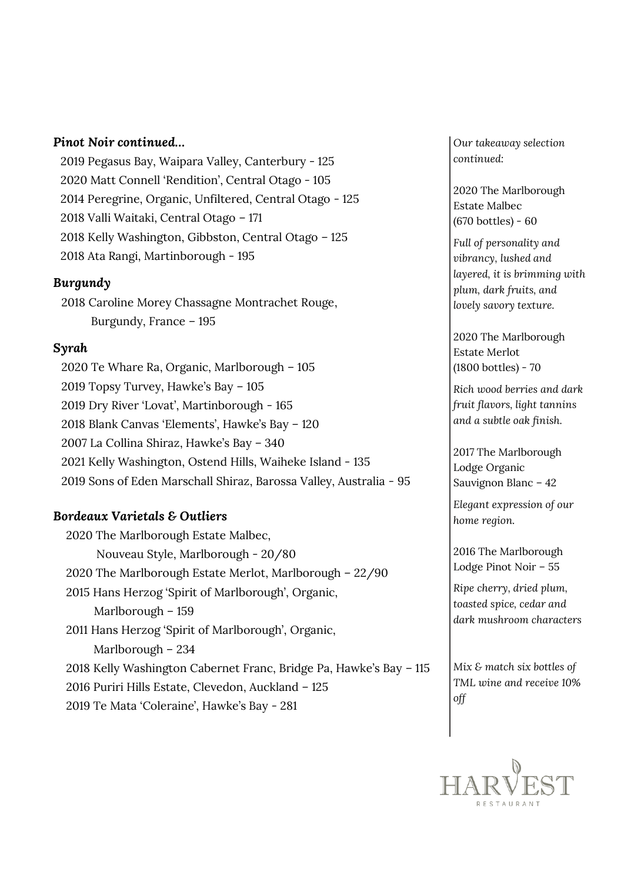### *Pinot Noir continued…*

2019 Pegasus Bay, Waipara Valley, Canterbury - 125
2020 Matt Connell 'Rendition', Central Otago - 105
2014 Peregrine, Organic, Unfiltered, Central Otago - 125
2018 Valli Waitaki, Central Otago – 171
2018 Kelly Washington, Gibbston, Central Otago – 125
2018 Ata Rangi, Martinborough - 195

### *Burgundy*

2018 Caroline Morey Chassagne Montrachet Rouge, Burgundy, France – 195

### *Syrah*

2020 Te Whare Ra, Organic, Marlborough – 105
2019 Topsy Turvey, Hawke's Bay – 105
2019 Dry River 'Lovat', Martinborough - 165
2018 Blank Canvas 'Elements', Hawke's Bay – 120
2007 La Collina Shiraz, Hawke's Bay – 340
2021 Kelly Washington, Ostend Hills, Waiheke Island - 135
2019 Sons of Eden Marschall Shiraz, Barossa Valley, Australia - 95

### *Bordeaux Varietals & Outliers*

2020 The Marlborough Estate Malbec, Nouveau Style, Marlborough - 20/80
2020 The Marlborough Estate Merlot, Marlborough – 22/90
2015 Hans Herzog 'Spirit of Marlborough', Organic, Marlborough – 159
2011 Hans Herzog 'Spirit of Marlborough', Organic, Marlborough – 234
2018 Kelly Washington Cabernet Franc, Bridge Pa, Hawke's Bay – 115
2016 Puriri Hills Estate, Clevedon, Auckland – 125
2019 Te Mata 'Coleraine', Hawke's Bay - 281

*Our takeaway selection continued:*

2020 The Marlborough Estate Malbec (670 bottles) - 60

*Full of personality and vibrancy, lushed and layered, it is brimming with plum, dark fruits, and lovely savory texture.*

2020 The Marlborough Estate Merlot (1800 bottles) - 70

*Rich wood berries and dark fruit flavors, light tannins and a subtle oak finish.*

2017 The Marlborough Lodge Organic Sauvignon Blanc – 42

*Elegant expression of our home region.*

2016 The Marlborough Lodge Pinot Noir – 55

*Ripe cherry, dried plum, toasted spice, cedar and dark mushroom characters*

*Mix & match six bottles of TML wine and receive 10% off*

HARVEST RESTAURANT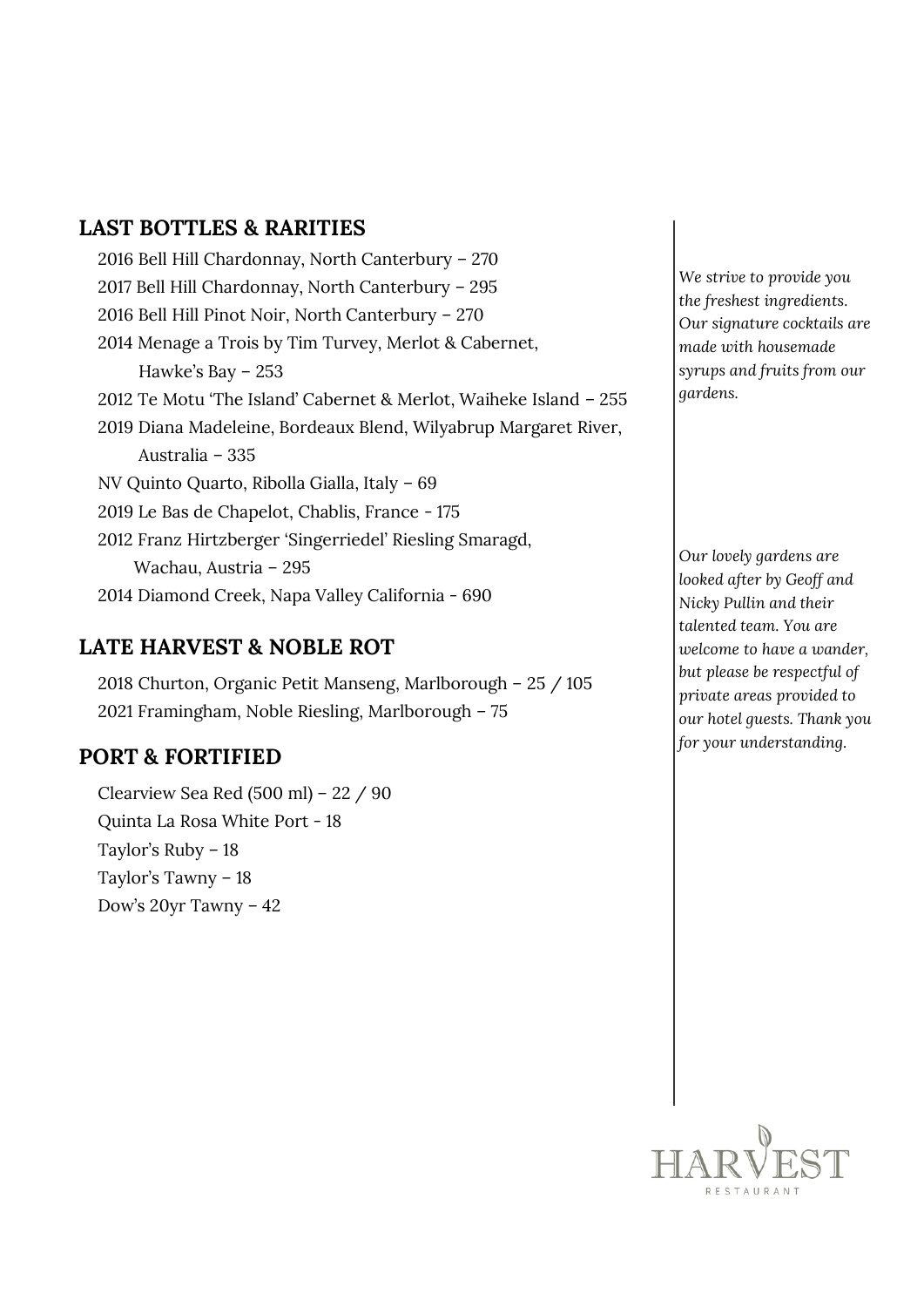## LAST BOTTLES & RARITIES

2016 Bell Hill Chardonnay, North Canterbury – 270
2017 Bell Hill Chardonnay, North Canterbury – 295
2016 Bell Hill Pinot Noir, North Canterbury – 270
2014 Menage a Trois by Tim Turvey, Merlot & Cabernet, Hawke's Bay – 253
2012 Te Motu 'The Island' Cabernet & Merlot, Waiheke Island – 255
2019 Diana Madeleine, Bordeaux Blend, Wilyabrup Margaret River, Australia – 335
NV Quinto Quarto, Ribolla Gialla, Italy – 69
2019 Le Bas de Chapelot, Chablis, France - 175
2012 Franz Hirtzberger 'Singerriedel' Riesling Smaragd, Wachau, Austria – 295
2014 Diamond Creek, Napa Valley California - 690

## LATE HARVEST & NOBLE ROT

2018 Churton, Organic Petit Manseng, Marlborough – 25 / 105
2021 Framingham, Noble Riesling, Marlborough – 75

## PORT & FORTIFIED

Clearview Sea Red (500 ml) – 22 / 90
Quinta La Rosa White Port - 18
Taylor's Ruby – 18
Taylor's Tawny – 18
Dow's 20yr Tawny – 42

*We strive to provide you the freshest ingredients. Our signature cocktails are made with housemade syrups and fruits from our gardens.*

*Our lovely gardens are looked after by Geoff and Nicky Pullin and their talented team. You are welcome to have a wander, but please be respectful of private areas provided to our hotel guests. Thank you for your understanding.*

HARVEST RESTAURANT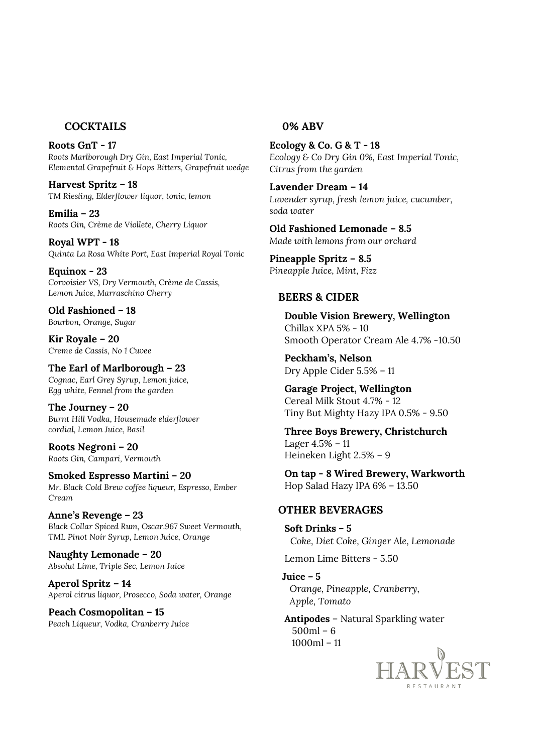## COCKTAILS

**Roots GnT - 17**
*Roots Marlborough Dry Gin, East Imperial Tonic, Elemental Grapefruit & Hops Bitters, Grapefruit wedge*

**Harvest Spritz – 18**
*TM Riesling, Elderflower liquor, tonic, lemon*

**Emilia – 23**
*Roots Gin, Crème de Viollete, Cherry Liquor*

**Royal WPT - 18**
*Quinta La Rosa White Port, East Imperial Royal Tonic*

**Equinox - 23**
*Corvoisier VS, Dry Vermouth, Crème de Cassis, Lemon Juice, Marraschino Cherry*

**Old Fashioned – 18**
*Bourbon, Orange, Sugar*

**Kir Royale – 20**
*Creme de Cassis, No 1 Cuvee*

**The Earl of Marlborough – 23**
*Cognac, Earl Grey Syrup, Lemon juice, Egg white, Fennel from the garden*

**The Journey – 20**
*Burnt Hill Vodka, Housemade elderflower cordial, Lemon Juice, Basil*

**Roots Negroni – 20**
*Roots Gin, Campari, Vermouth*

**Smoked Espresso Martini – 20**
*Mr. Black Cold Brew coffee liqueur, Espresso, Ember Cream*

**Anne's Revenge – 23**
*Black Collar Spiced Rum, Oscar.967 Sweet Vermouth, TML Pinot Noir Syrup, Lemon Juice, Orange*

**Naughty Lemonade – 20**
*Absolut Lime, Triple Sec, Lemon Juice*

**Aperol Spritz – 14**
*Aperol citrus liquor, Prosecco, Soda water, Orange*

**Peach Cosmopolitan – 15**
*Peach Liqueur, Vodka, Cranberry Juice*

## 0% ABV

**Ecology & Co. G & T - 18**
*Ecology & Co Dry Gin 0%, East Imperial Tonic, Citrus from the garden*

**Lavender Dream – 14**
*Lavender syrup, fresh lemon juice, cucumber, soda water*

**Old Fashioned Lemonade – 8.5**
*Made with lemons from our orchard*

**Pineapple Spritz – 8.5**
*Pineapple Juice, Mint, Fizz*

## BEERS & CIDER

**Double Vision Brewery, Wellington**
Chillax XPA 5% - 10
Smooth Operator Cream Ale 4.7% -10.50

**Peckham's, Nelson**
Dry Apple Cider 5.5% – 11

**Garage Project, Wellington**
Cereal Milk Stout 4.7% - 12
Tiny But Mighty Hazy IPA 0.5% - 9.50

**Three Boys Brewery, Christchurch**
Lager 4.5% – 11
Heineken Light 2.5% – 9

**On tap - 8 Wired Brewery, Warkworth**
Hop Salad Hazy IPA 6% – 13.50

## OTHER BEVERAGES

**Soft Drinks – 5**
*Coke, Diet Coke, Ginger Ale, Lemonade*

Lemon Lime Bitters - 5.50

**Juice – 5**
*Orange, Pineapple, Cranberry, Apple, Tomato*

**Antipodes** – Natural Sparkling water
500ml – 6
1000ml – 11

HARVEST
RESTAURANT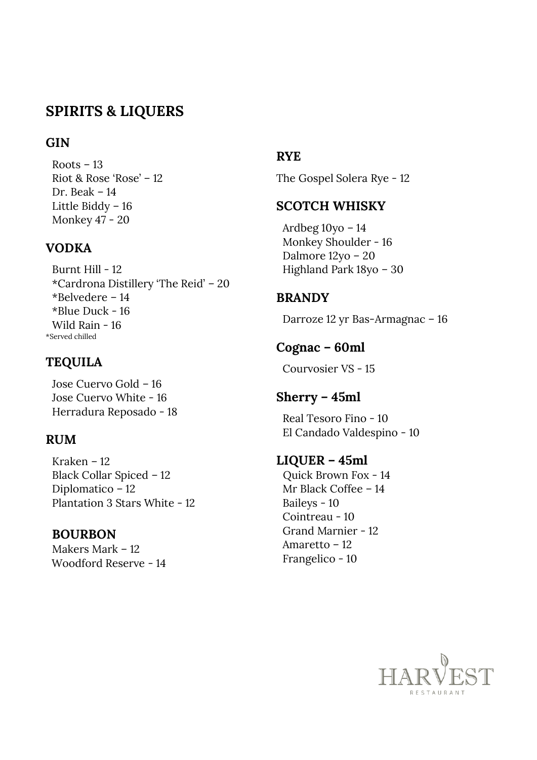## SPIRITS & LIQUERS

### GIN

Roots – 13
Riot & Rose 'Rose' – 12
Dr. Beak – 14
Little Biddy – 16
Monkey 47 - 20

### VODKA

Burnt Hill - 12
*Cardrona Distillery 'The Reid' – 20
*Belvedere – 14
*Blue Duck - 16
Wild Rain - 16
*Served chilled

### TEQUILA

Jose Cuervo Gold – 16
Jose Cuervo White - 16
Herradura Reposado - 18

### RUM

Kraken – 12
Black Collar Spiced – 12
Diplomatico – 12
Plantation 3 Stars White - 12

### BOURBON

Makers Mark – 12
Woodford Reserve - 14

### RYE

The Gospel Solera Rye - 12

### SCOTCH WHISKY

Ardbeg 10yo – 14
Monkey Shoulder - 16
Dalmore 12yo – 20
Highland Park 18yo – 30

### BRANDY

Darroze 12 yr Bas-Armagnac – 16

### Cognac – 60ml

Courvosier VS - 15

### Sherry – 45ml

Real Tesoro Fino - 10
El Candado Valdespino - 10

### LIQUER – 45ml

Quick Brown Fox - 14
Mr Black Coffee – 14
Baileys - 10
Cointreau - 10
Grand Marnier - 12
Amaretto – 12
Frangelico - 10

HARVEST
RESTAURANT